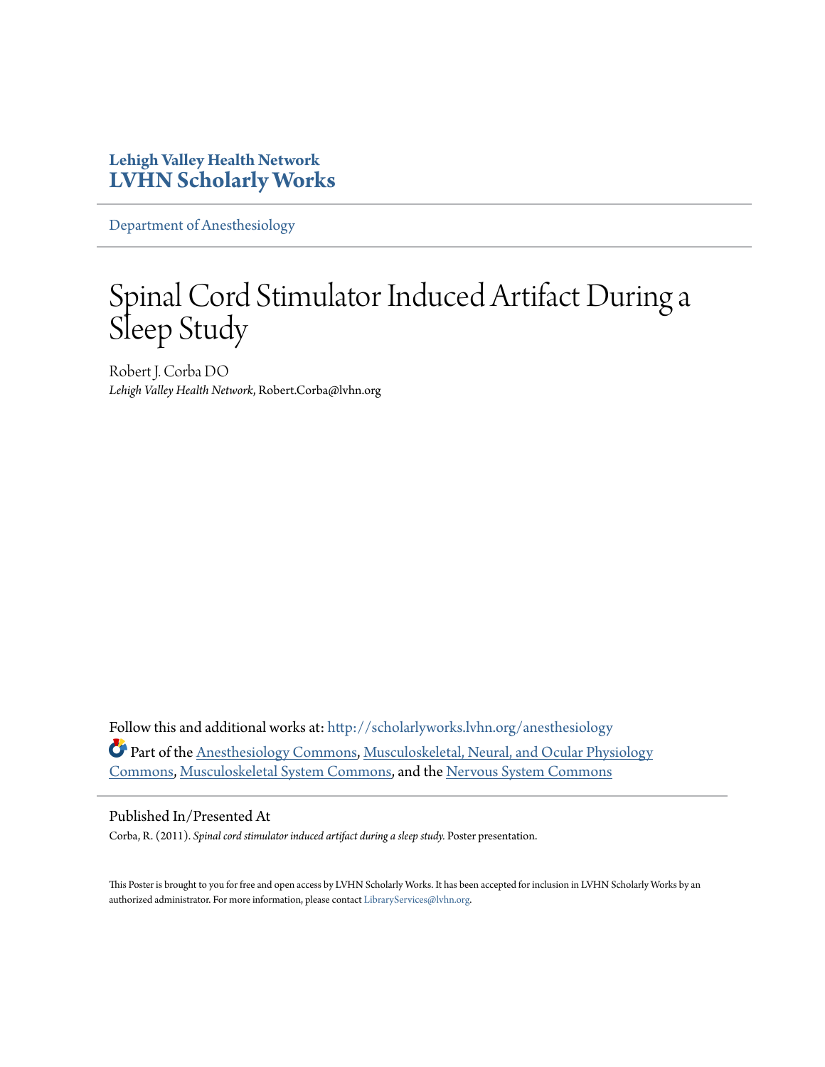**Lehigh Valley Health Network**
**LVHN Scholarly Works**

Department of Anesthesiology

# Spinal Cord Stimulator Induced Artifact During a Sleep Study

Robert J. Corba DO
*Lehigh Valley Health Network*, Robert.Corba@lvhn.org

Follow this and additional works at: http://scholarlyworks.lvhn.org/anesthesiology

Part of the Anesthesiology Commons, Musculoskeletal, Neural, and Ocular Physiology Commons, Musculoskeletal System Commons, and the Nervous System Commons

## Published In/Presented At

Corba, R. (2011). *Spinal cord stimulator induced artifact during a sleep study.* Poster presentation.

This Poster is brought to you for free and open access by LVHN Scholarly Works. It has been accepted for inclusion in LVHN Scholarly Works by an authorized administrator. For more information, please contact LibraryServices@lvhn.org.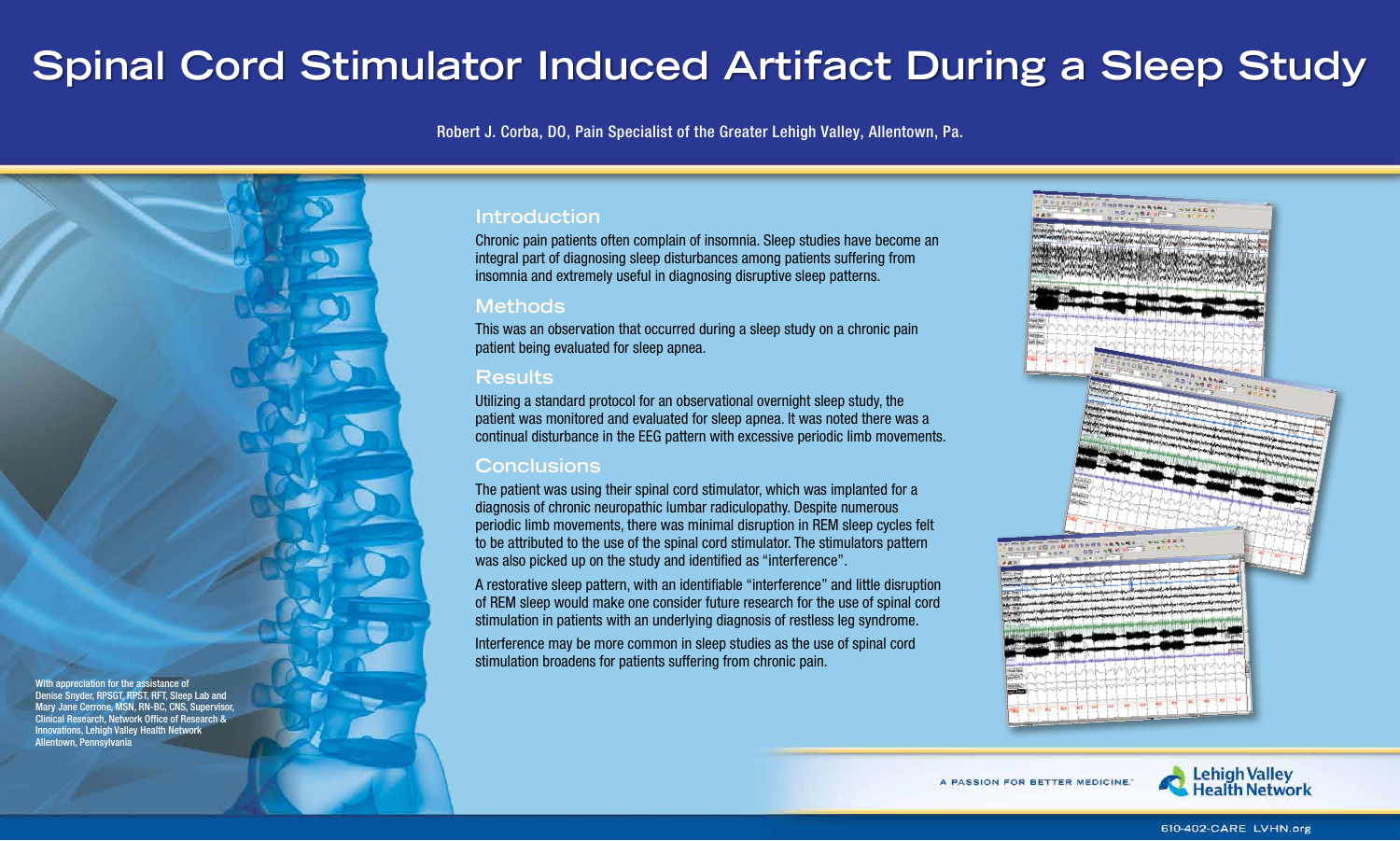# Spinal Cord Stimulator Induced Artifact During a Sleep Study

Robert J. Corba, DO, Pain Specialist of the Greater Lehigh Valley, Allentown, Pa.

## Introduction

Chronic pain patients often complain of insomnia. Sleep studies have become an integral part of diagnosing sleep disturbances among patients suffering from insomnia and extremely useful in diagnosing disruptive sleep patterns.

## Methods

This was an observation that occurred during a sleep study on a chronic pain patient being evaluated for sleep apnea.

## Results

Utilizing a standard protocol for an observational overnight sleep study, the patient was monitored and evaluated for sleep apnea. It was noted there was a continual disturbance in the EEG pattern with excessive periodic limb movements.

## Conclusions

The patient was using their spinal cord stimulator, which was implanted for a diagnosis of chronic neuropathic lumbar radiculopathy. Despite numerous periodic limb movements, there was minimal disruption in REM sleep cycles felt to be attributed to the use of the spinal cord stimulator. The stimulators pattern was also picked up on the study and identified as "interference".

A restorative sleep pattern, with an identifiable "interference" and little disruption of REM sleep would make one consider future research for the use of spinal cord stimulation in patients with an underlying diagnosis of restless leg syndrome.

Interference may be more common in sleep studies as the use of spinal cord stimulation broadens for patients suffering from chronic pain.

With appreciation for the assistance of Denise Snyder, RPSGT, RPST, RFT, Sleep Lab and Mary Jane Cerrone, MSN, RN-BC, CNS, Supervisor, Clinical Research, Network Office of Research & Innovations, Lehigh Valley Health Network Allentown, Pennsylvania

A PASSION FOR BETTER MEDICINE.

Lehigh Valley Health Network

610-402-CARE LVHN.org